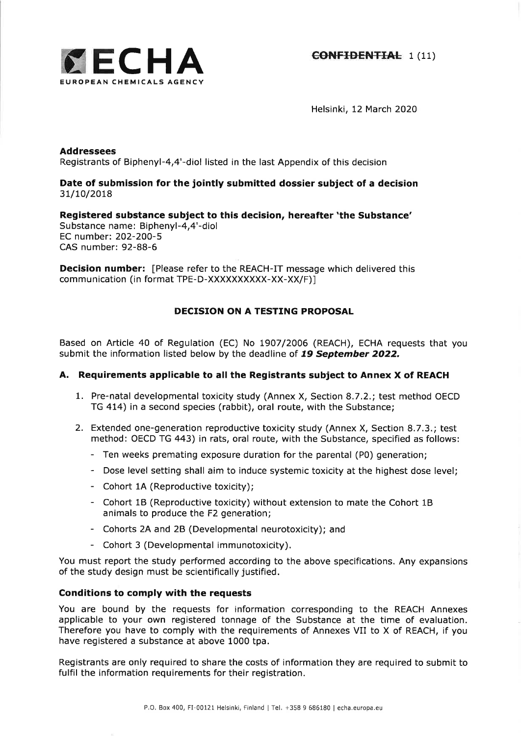**ECHA**
EUROPEAN CHEMICALS AGENCY

~~CONFIDENTIAL~~ 1 (11)

Helsinki, 12 March 2020

**Addressees**
Registrants of Biphenyl-4,4'-diol listed in the last Appendix of this decision

**Date of submission for the jointly submitted dossier subject of a decision**
31/10/2018

**Registered substance subject to this decision, hereafter 'the Substance'**
Substance name: Biphenyl-4,4'-diol
EC number: 202-200-5
CAS number: 92-88-6

**Decision number:** [Please refer to the REACH-IT message which delivered this communication (in format TPE-D-XXXXXXXXXX-XX-XX/F)]

## DECISION ON A TESTING PROPOSAL

Based on Article 40 of Regulation (EC) No 1907/2006 (REACH), ECHA requests that you submit the information listed below by the deadline of ***19 September 2022.***

### A. Requirements applicable to all the Registrants subject to Annex X of REACH

1. Pre-natal developmental toxicity study (Annex X, Section 8.7.2.; test method OECD TG 414) in a second species (rabbit), oral route, with the Substance;

2. Extended one-generation reproductive toxicity study (Annex X, Section 8.7.3.; test method: OECD TG 443) in rats, oral route, with the Substance, specified as follows:
   - Ten weeks premating exposure duration for the parental (P0) generation;
   - Dose level setting shall aim to induce systemic toxicity at the highest dose level;
   - Cohort 1A (Reproductive toxicity);
   - Cohort 1B (Reproductive toxicity) without extension to mate the Cohort 1B animals to produce the F2 generation;
   - Cohorts 2A and 2B (Developmental neurotoxicity); and
   - Cohort 3 (Developmental immunotoxicity).

You must report the study performed according to the above specifications. Any expansions of the study design must be scientifically justified.

**Conditions to comply with the requests**

You are bound by the requests for information corresponding to the REACH Annexes applicable to your own registered tonnage of the Substance at the time of evaluation. Therefore you have to comply with the requirements of Annexes VII to X of REACH, if you have registered a substance at above 1000 tpa.

Registrants are only required to share the costs of information they are required to submit to fulfil the information requirements for their registration.

P.O. Box 400, FI-00121 Helsinki, Finland | Tel. +358 9 686180 | echa.europa.eu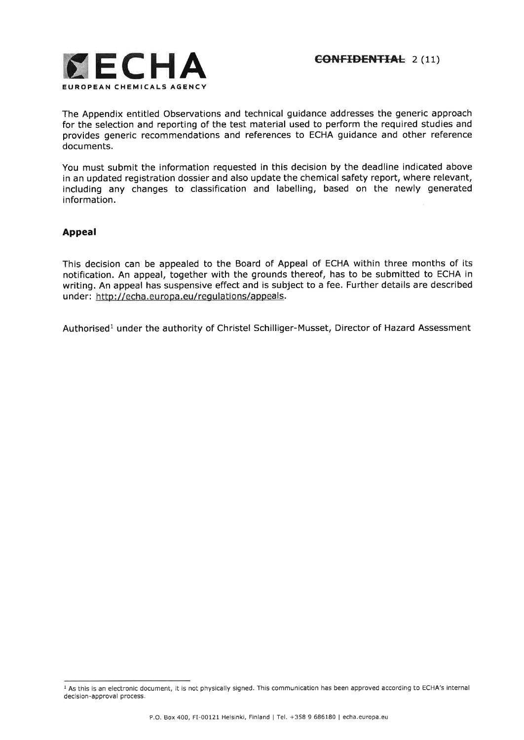The Appendix entitled Observations and technical guidance addresses the generic approach for the selection and reporting of the test material used to perform the required studies and provides generic recommendations and references to ECHA guidance and other reference documents.

You must submit the information requested in this decision by the deadline indicated above in an updated registration dossier and also update the chemical safety report, where relevant, including any changes to classification and labelling, based on the newly generated information.

## Appeal

This decision can be appealed to the Board of Appeal of ECHA within three months of its notification. An appeal, together with the grounds thereof, has to be submitted to ECHA in writing. An appeal has suspensive effect and is subject to a fee. Further details are described under: http://echa.europa.eu/regulations/appeals.

Authorised[1] under the authority of Christel Schilliger-Musset, Director of Hazard Assessment

[1] As this is an electronic document, it is not physically signed. This communication has been approved according to ECHA's internal decision-approval process.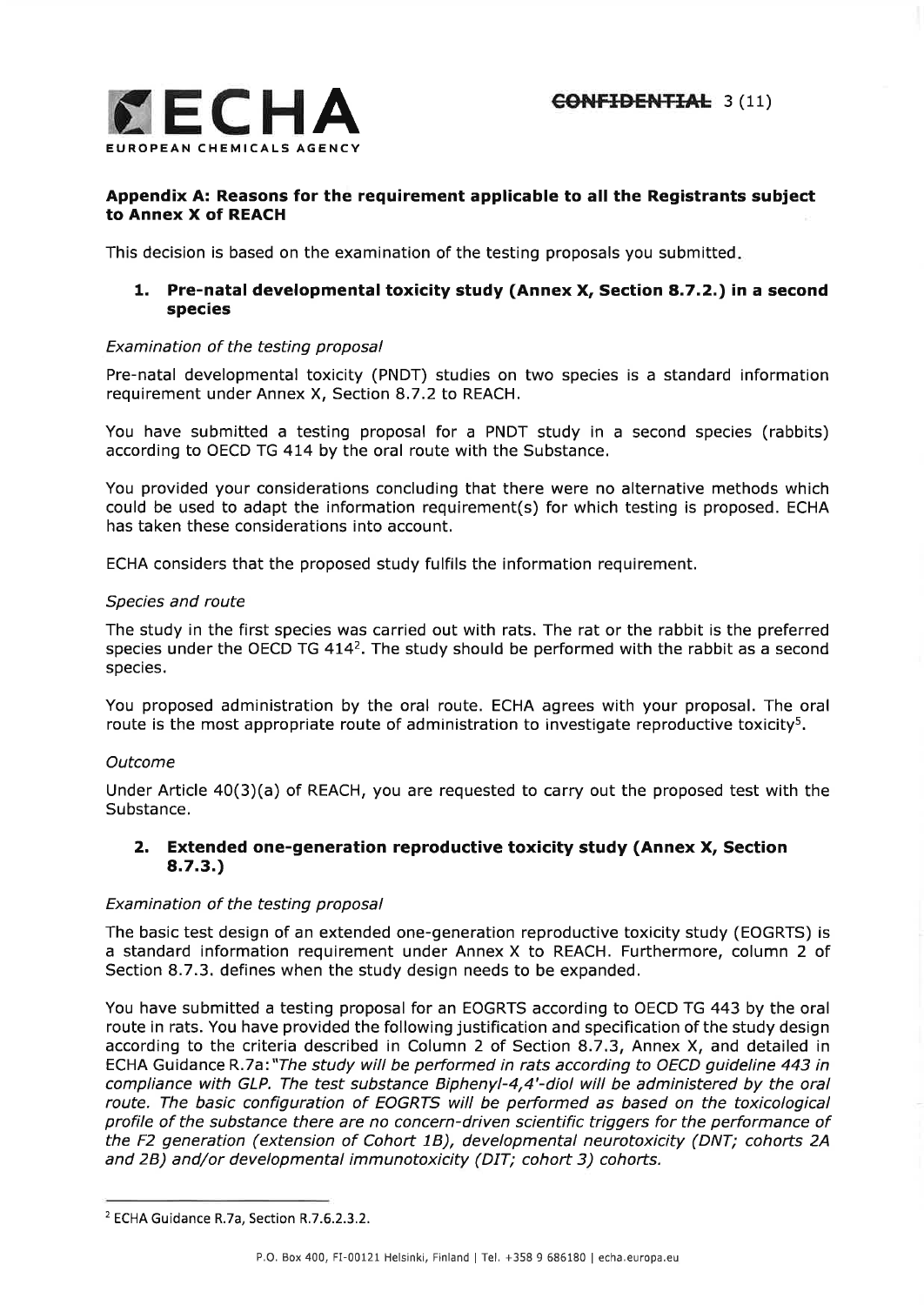## Appendix A: Reasons for the requirement applicable to all the Registrants subject to Annex X of REACH

This decision is based on the examination of the testing proposals you submitted.

### 1. Pre-natal developmental toxicity study (Annex X, Section 8.7.2.) in a second species

*Examination of the testing proposal*

Pre-natal developmental toxicity (PNDT) studies on two species is a standard information requirement under Annex X, Section 8.7.2 to REACH.

You have submitted a testing proposal for a PNDT study in a second species (rabbits) according to OECD TG 414 by the oral route with the Substance.

You provided your considerations concluding that there were no alternative methods which could be used to adapt the information requirement(s) for which testing is proposed. ECHA has taken these considerations into account.

ECHA considers that the proposed study fulfils the information requirement.

*Species and route*

The study in the first species was carried out with rats. The rat or the rabbit is the preferred species under the OECD TG 414[2]. The study should be performed with the rabbit as a second species.

You proposed administration by the oral route. ECHA agrees with your proposal. The oral route is the most appropriate route of administration to investigate reproductive toxicity[5].

*Outcome*

Under Article 40(3)(a) of REACH, you are requested to carry out the proposed test with the Substance.

### 2. Extended one-generation reproductive toxicity study (Annex X, Section 8.7.3.)

*Examination of the testing proposal*

The basic test design of an extended one-generation reproductive toxicity study (EOGRTS) is a standard information requirement under Annex X to REACH. Furthermore, column 2 of Section 8.7.3. defines when the study design needs to be expanded.

You have submitted a testing proposal for an EOGRTS according to OECD TG 443 by the oral route in rats. You have provided the following justification and specification of the study design according to the criteria described in Column 2 of Section 8.7.3, Annex X, and detailed in ECHA Guidance R.7a:*"The study will be performed in rats according to OECD guideline 443 in compliance with GLP. The test substance Biphenyl-4,4'-diol will be administered by the oral route. The basic configuration of EOGRTS will be performed as based on the toxicological profile of the substance there are no concern-driven scientific triggers for the performance of the F2 generation (extension of Cohort 1B), developmental neurotoxicity (DNT; cohorts 2A and 2B) and/or developmental immunotoxicity (DIT; cohort 3) cohorts.*

---

[2] ECHA Guidance R.7a, Section R.7.6.2.3.2.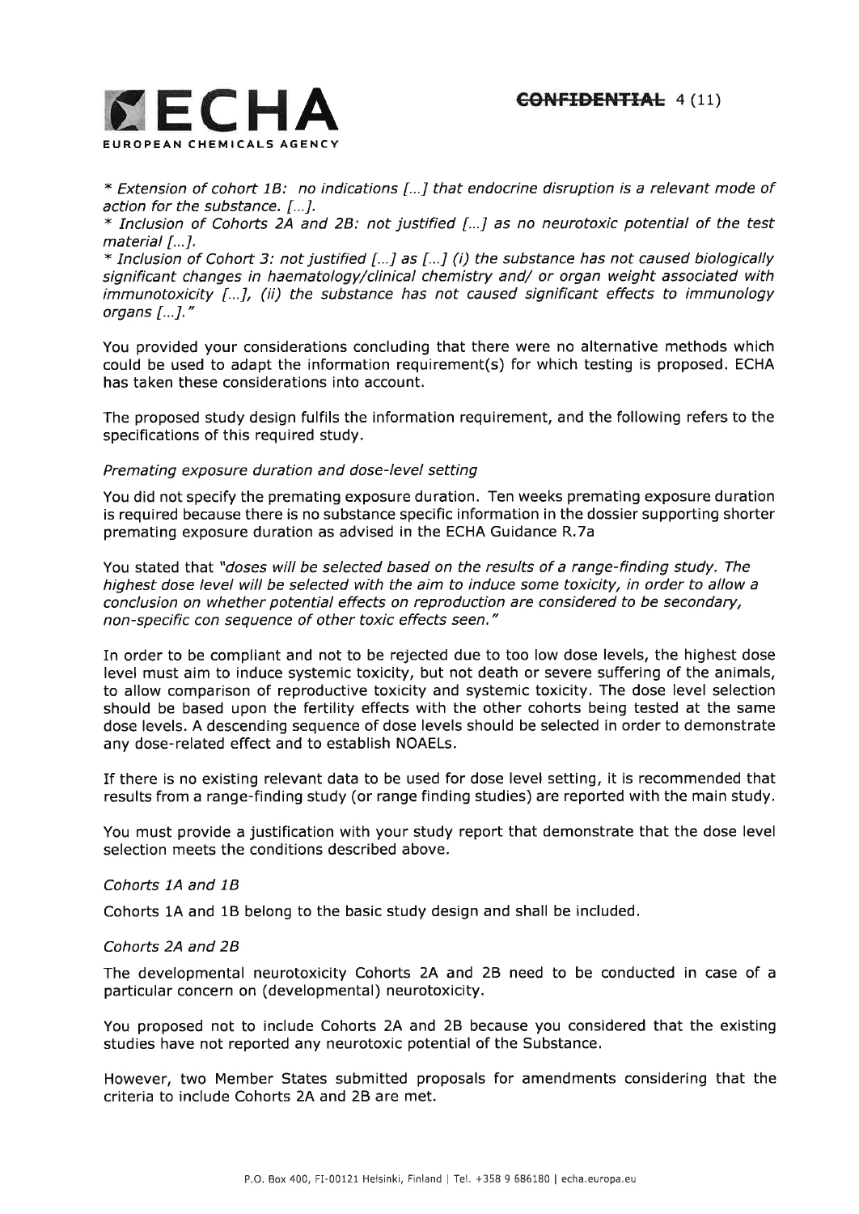*\* Extension of cohort 1B: no indications [...] that endocrine disruption is a relevant mode of action for the substance. [...].*
*\* Inclusion of Cohorts 2A and 2B: not justified [...] as no neurotoxic potential of the test material [...].*
*\* Inclusion of Cohort 3: not justified [...] as [...] (i) the substance has not caused biologically significant changes in haematology/clinical chemistry and/ or organ weight associated with immunotoxicity [...], (ii) the substance has not caused significant effects to immunology organs [...]."*

You provided your considerations concluding that there were no alternative methods which could be used to adapt the information requirement(s) for which testing is proposed. ECHA has taken these considerations into account.

The proposed study design fulfils the information requirement, and the following refers to the specifications of this required study.

*Premating exposure duration and dose-level setting*

You did not specify the premating exposure duration. Ten weeks premating exposure duration is required because there is no substance specific information in the dossier supporting shorter premating exposure duration as advised in the ECHA Guidance R.7a

You stated that *"doses will be selected based on the results of a range-finding study. The highest dose level will be selected with the aim to induce some toxicity, in order to allow a conclusion on whether potential effects on reproduction are considered to be secondary, non-specific con sequence of other toxic effects seen."*

In order to be compliant and not to be rejected due to too low dose levels, the highest dose level must aim to induce systemic toxicity, but not death or severe suffering of the animals, to allow comparison of reproductive toxicity and systemic toxicity. The dose level selection should be based upon the fertility effects with the other cohorts being tested at the same dose levels. A descending sequence of dose levels should be selected in order to demonstrate any dose-related effect and to establish NOAELs.

If there is no existing relevant data to be used for dose level setting, it is recommended that results from a range-finding study (or range finding studies) are reported with the main study.

You must provide a justification with your study report that demonstrate that the dose level selection meets the conditions described above.

*Cohorts 1A and 1B*

Cohorts 1A and 1B belong to the basic study design and shall be included.

*Cohorts 2A and 2B*

The developmental neurotoxicity Cohorts 2A and 2B need to be conducted in case of a particular concern on (developmental) neurotoxicity.

You proposed not to include Cohorts 2A and 2B because you considered that the existing studies have not reported any neurotoxic potential of the Substance.

However, two Member States submitted proposals for amendments considering that the criteria to include Cohorts 2A and 2B are met.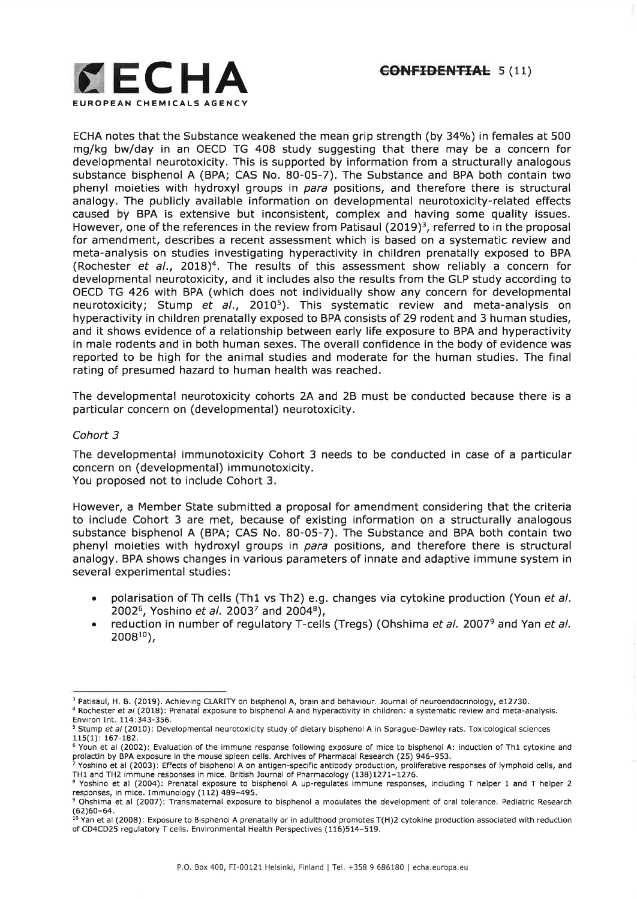ECHA notes that the Substance weakened the mean grip strength (by 34%) in females at 500 mg/kg bw/day in an OECD TG 408 study suggesting that there may be a concern for developmental neurotoxicity. This is supported by information from a structurally analogous substance bisphenol A (BPA; CAS No. 80-05-7). The Substance and BPA both contain two phenyl moieties with hydroxyl groups in *para* positions, and therefore there is structural analogy. The publicly available information on developmental neurotoxicity-related effects caused by BPA is extensive but inconsistent, complex and having some quality issues. However, one of the references in the review from Patisaul (2019)[3], referred to in the proposal for amendment, describes a recent assessment which is based on a systematic review and meta-analysis on studies investigating hyperactivity in children prenatally exposed to BPA (Rochester *et al.*, 2018)[4]. The results of this assessment show reliably a concern for developmental neurotoxicity, and it includes also the results from the GLP study according to OECD TG 426 with BPA (which does not individually show any concern for developmental neurotoxicity; Stump *et al.*, 2010[5]). This systematic review and meta-analysis on hyperactivity in children prenatally exposed to BPA consists of 29 rodent and 3 human studies, and it shows evidence of a relationship between early life exposure to BPA and hyperactivity in male rodents and in both human sexes. The overall confidence in the body of evidence was reported to be high for the animal studies and moderate for the human studies. The final rating of presumed hazard to human health was reached.

The developmental neurotoxicity cohorts 2A and 2B must be conducted because there is a particular concern on (developmental) neurotoxicity.

*Cohort 3*

The developmental immunotoxicity Cohort 3 needs to be conducted in case of a particular concern on (developmental) immunotoxicity.
You proposed not to include Cohort 3.

However, a Member State submitted a proposal for amendment considering that the criteria to include Cohort 3 are met, because of existing information on a structurally analogous substance bisphenol A (BPA; CAS No. 80-05-7). The Substance and BPA both contain two phenyl moieties with hydroxyl groups in *para* positions, and therefore there is structural analogy. BPA shows changes in various parameters of innate and adaptive immune system in several experimental studies:

- polarisation of Th cells (Th1 vs Th2) e.g. changes via cytokine production (Youn *et al.* 2002[6], Yoshino *et al.* 2003[7] and 2004[8]),
- reduction in number of regulatory T-cells (Tregs) (Ohshima *et al.* 2007[9] and Yan *et al.* 2008[10]),

---

[3] Patisaul, H. B. (2019). Achieving CLARITY on bisphenol A, brain and behaviour. Journal of neuroendocrinology, e12730.

[4] Rochester *et al* (2018): Prenatal exposure to bisphenol A and hyperactivity in children: a systematic review and meta-analysis. Environ Int. 114:343-356.

[5] Stump *et al* (2010): Developmental neurotoxicity study of dietary bisphenol A in Sprague-Dawley rats. Toxicological sciences 115(1): 167-182.

[6] Youn et al (2002): Evaluation of the immune response following exposure of mice to bisphenol A: induction of Th1 cytokine and prolactin by BPA exposure in the mouse spleen cells. Archives of Pharmacal Research (25) 946–953.

[7] Yoshino et al (2003): Effects of bisphenol A on antigen-specific antibody production, proliferative responses of lymphoid cells, and TH1 and TH2 immune responses in mice. British Journal of Pharmacology (138)1271–1276.

[8] Yoshino et al (2004): Prenatal exposure to bisphenol A up-regulates immune responses, including T helper 1 and T helper 2 responses, in mice. Immunology (112) 489–495.

[9] Ohshima et al (2007): Transmaternal exposure to bisphenol a modulates the development of oral tolerance. Pediatric Research (62)60–64.

[10] Yan et al (2008): Exposure to Bisphenol A prenatally or in adulthood promotes T(H)2 cytokine production associated with reduction of CD4CD25 regulatory T cells. Environmental Health Perspectives (116)514–519.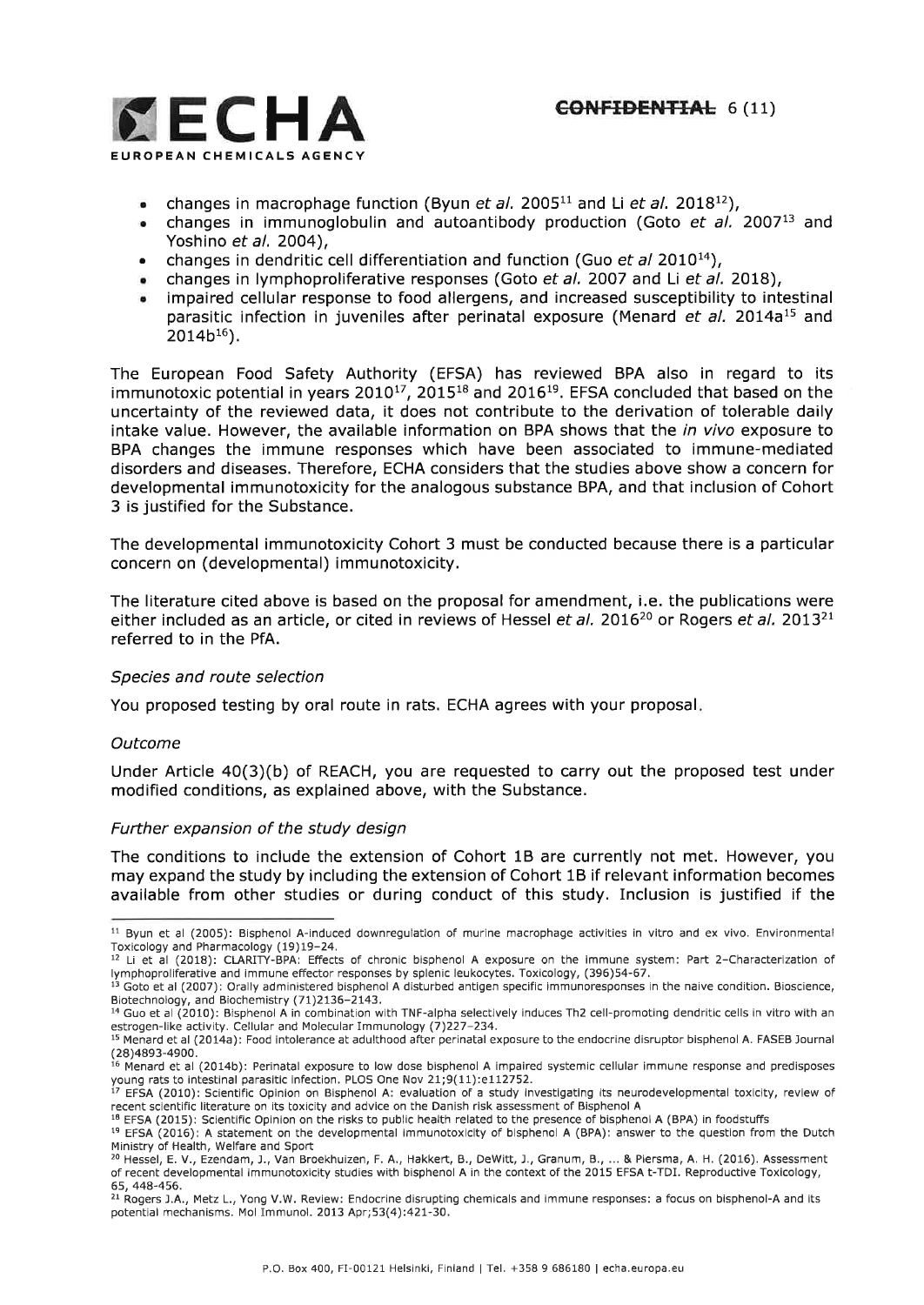- changes in macrophage function (Byun *et al.* 2005[11] and Li *et al.* 2018[12]),
- changes in immunoglobulin and autoantibody production (Goto *et al.* 2007[13] and Yoshino *et al.* 2004),
- changes in dendritic cell differentiation and function (Guo *et al* 2010[14]),
- changes in lymphoproliferative responses (Goto *et al.* 2007 and Li *et al.* 2018),
- impaired cellular response to food allergens, and increased susceptibility to intestinal parasitic infection in juveniles after perinatal exposure (Menard *et al.* 2014a[15] and 2014b[16]).

The European Food Safety Authority (EFSA) has reviewed BPA also in regard to its immunotoxic potential in years 2010[17], 2015[18] and 2016[19]. EFSA concluded that based on the uncertainty of the reviewed data, it does not contribute to the derivation of tolerable daily intake value. However, the available information on BPA shows that the *in vivo* exposure to BPA changes the immune responses which have been associated to immune-mediated disorders and diseases. Therefore, ECHA considers that the studies above show a concern for developmental immunotoxicity for the analogous substance BPA, and that inclusion of Cohort 3 is justified for the Substance.

The developmental immunotoxicity Cohort 3 must be conducted because there is a particular concern on (developmental) immunotoxicity.

The literature cited above is based on the proposal for amendment, i.e. the publications were either included as an article, or cited in reviews of Hessel *et al.* 2016[20] or Rogers *et al.* 2013[21] referred to in the PfA.

*Species and route selection*

You proposed testing by oral route in rats. ECHA agrees with your proposal.

*Outcome*

Under Article 40(3)(b) of REACH, you are requested to carry out the proposed test under modified conditions, as explained above, with the Substance.

*Further expansion of the study design*

The conditions to include the extension of Cohort 1B are currently not met. However, you may expand the study by including the extension of Cohort 1B if relevant information becomes available from other studies or during conduct of this study. Inclusion is justified if the

---

[11] Byun et al (2005): Bisphenol A-induced downregulation of murine macrophage activities in vitro and ex vivo. Environmental Toxicology and Pharmacology (19)19–24.

[12] Li et al (2018): CLARITY-BPA: Effects of chronic bisphenol A exposure on the immune system: Part 2–Characterization of lymphoproliferative and immune effector responses by splenic leukocytes. Toxicology, (396)54-67.

[13] Goto et al (2007): Orally administered bisphenol A disturbed antigen specific immunoresponses in the naive condition. Bioscience, Biotechnology, and Biochemistry (71)2136–2143.

[14] Guo et al (2010): Bisphenol A in combination with TNF-alpha selectively induces Th2 cell-promoting dendritic cells in vitro with an estrogen-like activity. Cellular and Molecular Immunology (7)227–234.

[15] Menard et al (2014a): Food intolerance at adulthood after perinatal exposure to the endocrine disruptor bisphenol A. FASEB Journal (28)4893-4900.

[16] Menard et al (2014b): Perinatal exposure to low dose bisphenol A impaired systemic cellular immune response and predisposes young rats to intestinal parasitic infection. PLOS One Nov 21;9(11):e112752.

[17] EFSA (2010): Scientific Opinion on Bisphenol A: evaluation of a study investigating its neurodevelopmental toxicity, review of recent scientific literature on its toxicity and advice on the Danish risk assessment of Bisphenol A

[18] EFSA (2015): Scientific Opinion on the risks to public health related to the presence of bisphenol A (BPA) in foodstuffs

[19] EFSA (2016): A statement on the developmental immunotoxicity of bisphenol A (BPA): answer to the question from the Dutch Ministry of Health, Welfare and Sport

[20] Hessel, E. V., Ezendam, J., Van Broekhuizen, F. A., Hakkert, B., DeWitt, J., Granum, B., ... & Piersma, A. H. (2016). Assessment of recent developmental immunotoxicity studies with bisphenol A in the context of the 2015 EFSA t-TDI. Reproductive Toxicology, 65, 448-456.

[21] Rogers J.A., Metz L., Yong V.W. Review: Endocrine disrupting chemicals and immune responses: a focus on bisphenol-A and its potential mechanisms. Mol Immunol. 2013 Apr;53(4):421-30.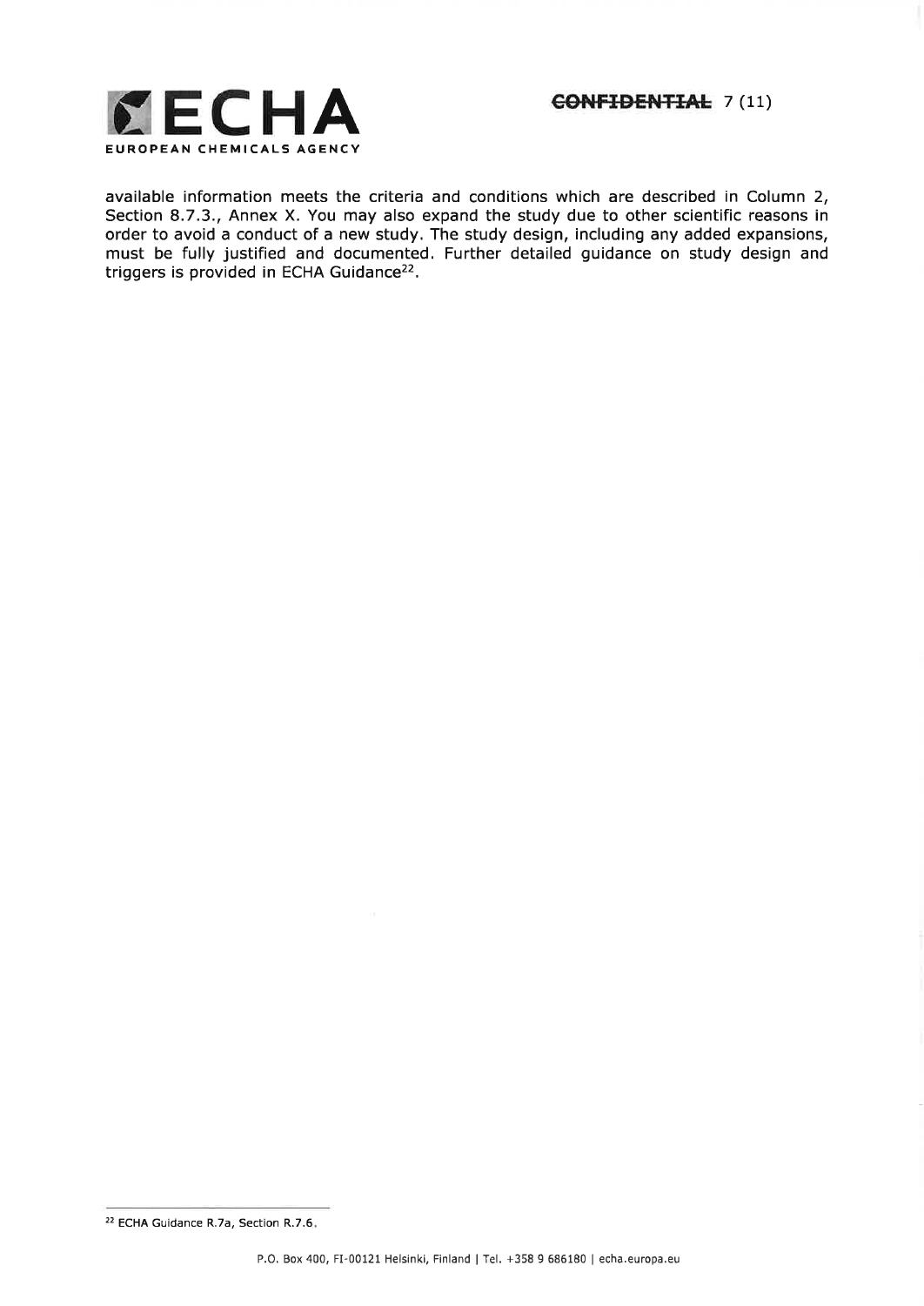available information meets the criteria and conditions which are described in Column 2, Section 8.7.3., Annex X. You may also expand the study due to other scientific reasons in order to avoid a conduct of a new study. The study design, including any added expansions, must be fully justified and documented. Further detailed guidance on study design and triggers is provided in ECHA Guidance[22].

[22] ECHA Guidance R.7a, Section R.7.6.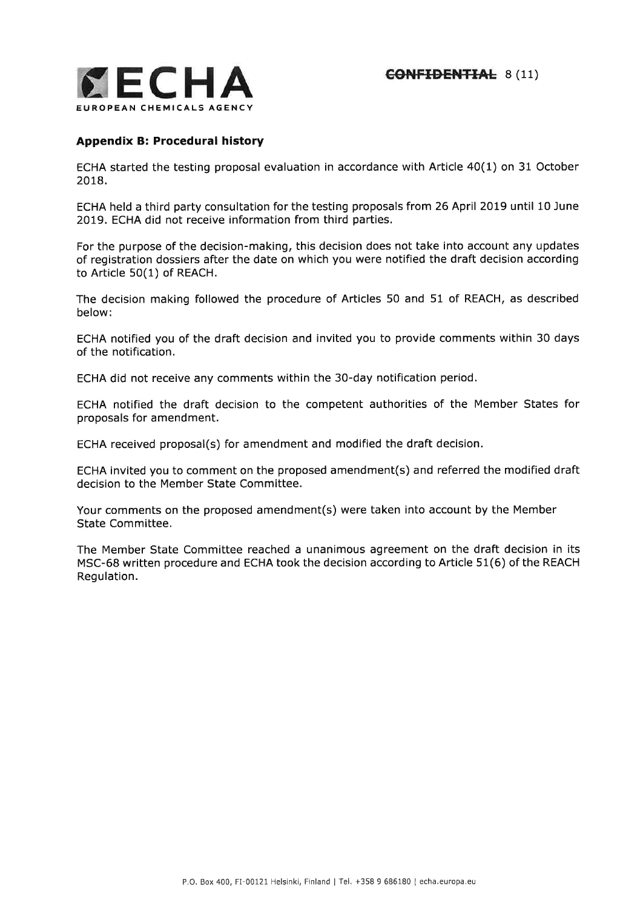### Appendix B: Procedural history

ECHA started the testing proposal evaluation in accordance with Article 40(1) on 31 October 2018.

ECHA held a third party consultation for the testing proposals from 26 April 2019 until 10 June 2019. ECHA did not receive information from third parties.

For the purpose of the decision-making, this decision does not take into account any updates of registration dossiers after the date on which you were notified the draft decision according to Article 50(1) of REACH.

The decision making followed the procedure of Articles 50 and 51 of REACH, as described below:

ECHA notified you of the draft decision and invited you to provide comments within 30 days of the notification.

ECHA did not receive any comments within the 30-day notification period.

ECHA notified the draft decision to the competent authorities of the Member States for proposals for amendment.

ECHA received proposal(s) for amendment and modified the draft decision.

ECHA invited you to comment on the proposed amendment(s) and referred the modified draft decision to the Member State Committee.

Your comments on the proposed amendment(s) were taken into account by the Member State Committee.

The Member State Committee reached a unanimous agreement on the draft decision in its MSC-68 written procedure and ECHA took the decision according to Article 51(6) of the REACH Regulation.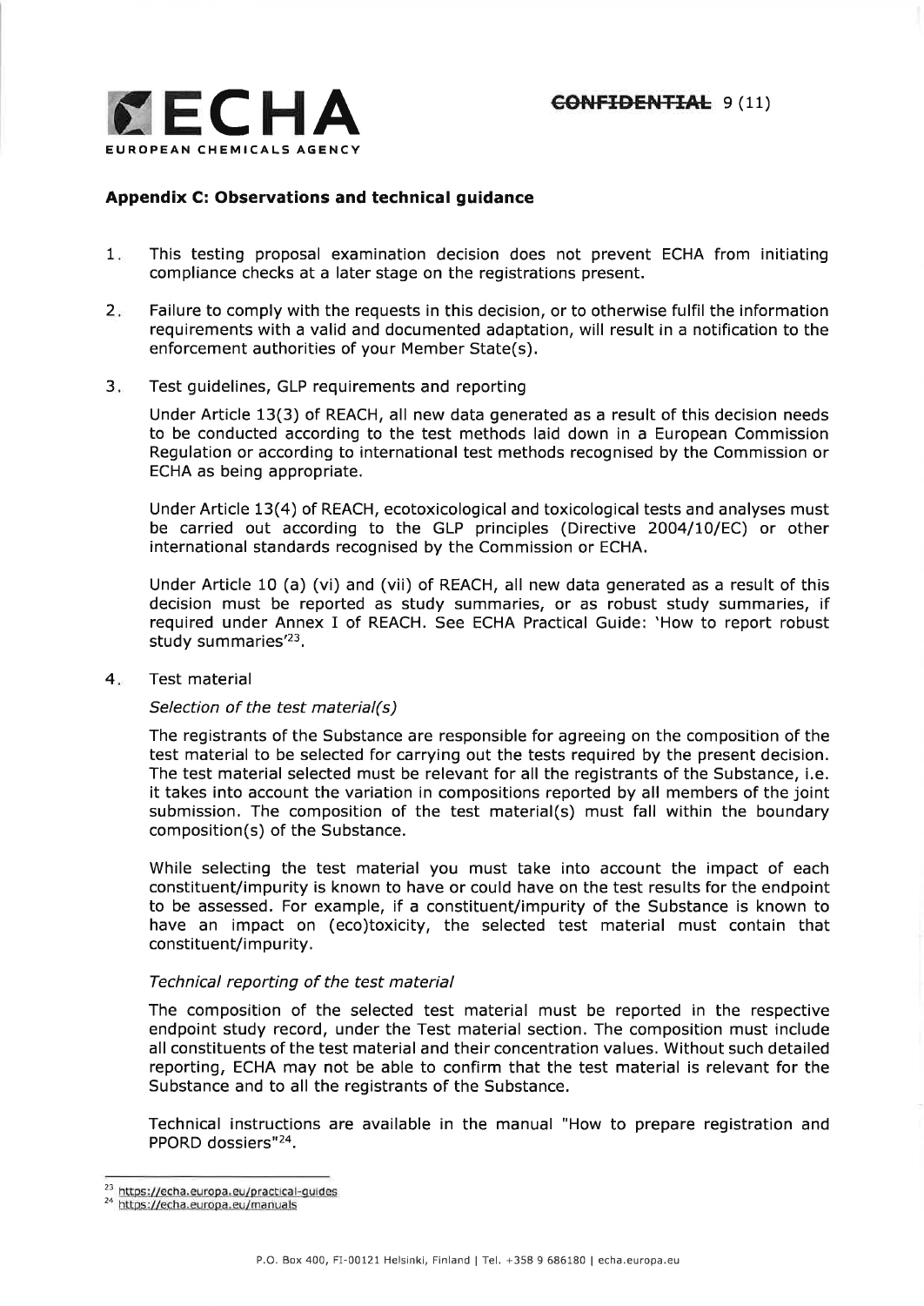## Appendix C: Observations and technical guidance

1. This testing proposal examination decision does not prevent ECHA from initiating compliance checks at a later stage on the registrations present.

2. Failure to comply with the requests in this decision, or to otherwise fulfil the information requirements with a valid and documented adaptation, will result in a notification to the enforcement authorities of your Member State(s).

3. Test guidelines, GLP requirements and reporting

   Under Article 13(3) of REACH, all new data generated as a result of this decision needs to be conducted according to the test methods laid down in a European Commission Regulation or according to international test methods recognised by the Commission or ECHA as being appropriate.

   Under Article 13(4) of REACH, ecotoxicological and toxicological tests and analyses must be carried out according to the GLP principles (Directive 2004/10/EC) or other international standards recognised by the Commission or ECHA.

   Under Article 10 (a) (vi) and (vii) of REACH, all new data generated as a result of this decision must be reported as study summaries, or as robust study summaries, if required under Annex I of REACH. See ECHA Practical Guide: 'How to report robust study summaries'[23].

4. Test material

   *Selection of the test material(s)*

   The registrants of the Substance are responsible for agreeing on the composition of the test material to be selected for carrying out the tests required by the present decision. The test material selected must be relevant for all the registrants of the Substance, i.e. it takes into account the variation in compositions reported by all members of the joint submission. The composition of the test material(s) must fall within the boundary composition(s) of the Substance.

   While selecting the test material you must take into account the impact of each constituent/impurity is known to have or could have on the test results for the endpoint to be assessed. For example, if a constituent/impurity of the Substance is known to have an impact on (eco)toxicity, the selected test material must contain that constituent/impurity.

   *Technical reporting of the test material*

   The composition of the selected test material must be reported in the respective endpoint study record, under the Test material section. The composition must include all constituents of the test material and their concentration values. Without such detailed reporting, ECHA may not be able to confirm that the test material is relevant for the Substance and to all the registrants of the Substance.

   Technical instructions are available in the manual "How to prepare registration and PPORD dossiers"[24].

---

[23] https://echa.europa.eu/practical-guides

[24] https://echa.europa.eu/manuals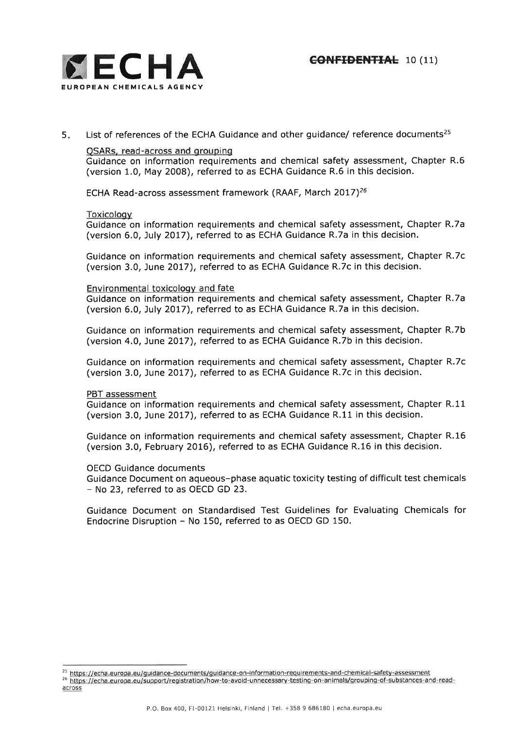## 5. List of references of the ECHA Guidance and other guidance/ reference documents[25]

QSARs, read-across and grouping

Guidance on information requirements and chemical safety assessment, Chapter R.6 (version 1.0, May 2008), referred to as ECHA Guidance R.6 in this decision.

ECHA Read-across assessment framework (RAAF, March 2017)[26]

Toxicology

Guidance on information requirements and chemical safety assessment, Chapter R.7a (version 6.0, July 2017), referred to as ECHA Guidance R.7a in this decision.

Guidance on information requirements and chemical safety assessment, Chapter R.7c (version 3.0, June 2017), referred to as ECHA Guidance R.7c in this decision.

Environmental toxicology and fate

Guidance on information requirements and chemical safety assessment, Chapter R.7a (version 6.0, July 2017), referred to as ECHA Guidance R.7a in this decision.

Guidance on information requirements and chemical safety assessment, Chapter R.7b (version 4.0, June 2017), referred to as ECHA Guidance R.7b in this decision.

Guidance on information requirements and chemical safety assessment, Chapter R.7c (version 3.0, June 2017), referred to as ECHA Guidance R.7c in this decision.

PBT assessment

Guidance on information requirements and chemical safety assessment, Chapter R.11 (version 3.0, June 2017), referred to as ECHA Guidance R.11 in this decision.

Guidance on information requirements and chemical safety assessment, Chapter R.16 (version 3.0, February 2016), referred to as ECHA Guidance R.16 in this decision.

OECD Guidance documents

Guidance Document on aqueous–phase aquatic toxicity testing of difficult test chemicals – No 23, referred to as OECD GD 23.

Guidance Document on Standardised Test Guidelines for Evaluating Chemicals for Endocrine Disruption – No 150, referred to as OECD GD 150.

---

[25] https://echa.europa.eu/guidance-documents/guidance-on-information-requirements-and-chemical-safety-assessment

[26] https://echa.europa.eu/support/registration/how-to-avoid-unnecessary-testing-on-animals/grouping-of-substances-and-read-across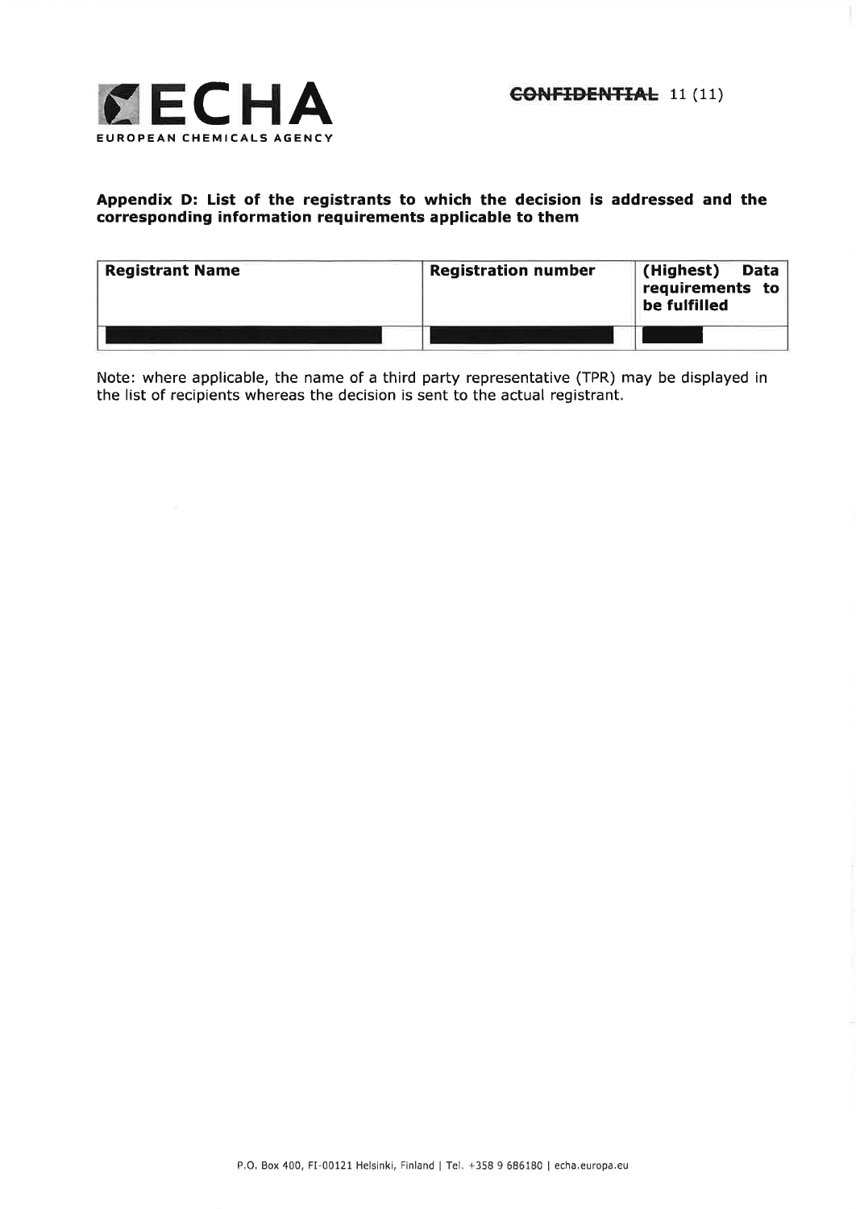**Appendix D: List of the registrants to which the decision is addressed and the corresponding information requirements applicable to them**

| Registrant Name | Registration number | (Highest) Data requirements to be fulfilled |
|---|---|---|
| | | |

Note: where applicable, the name of a third party representative (TPR) may be displayed in the list of recipients whereas the decision is sent to the actual registrant.